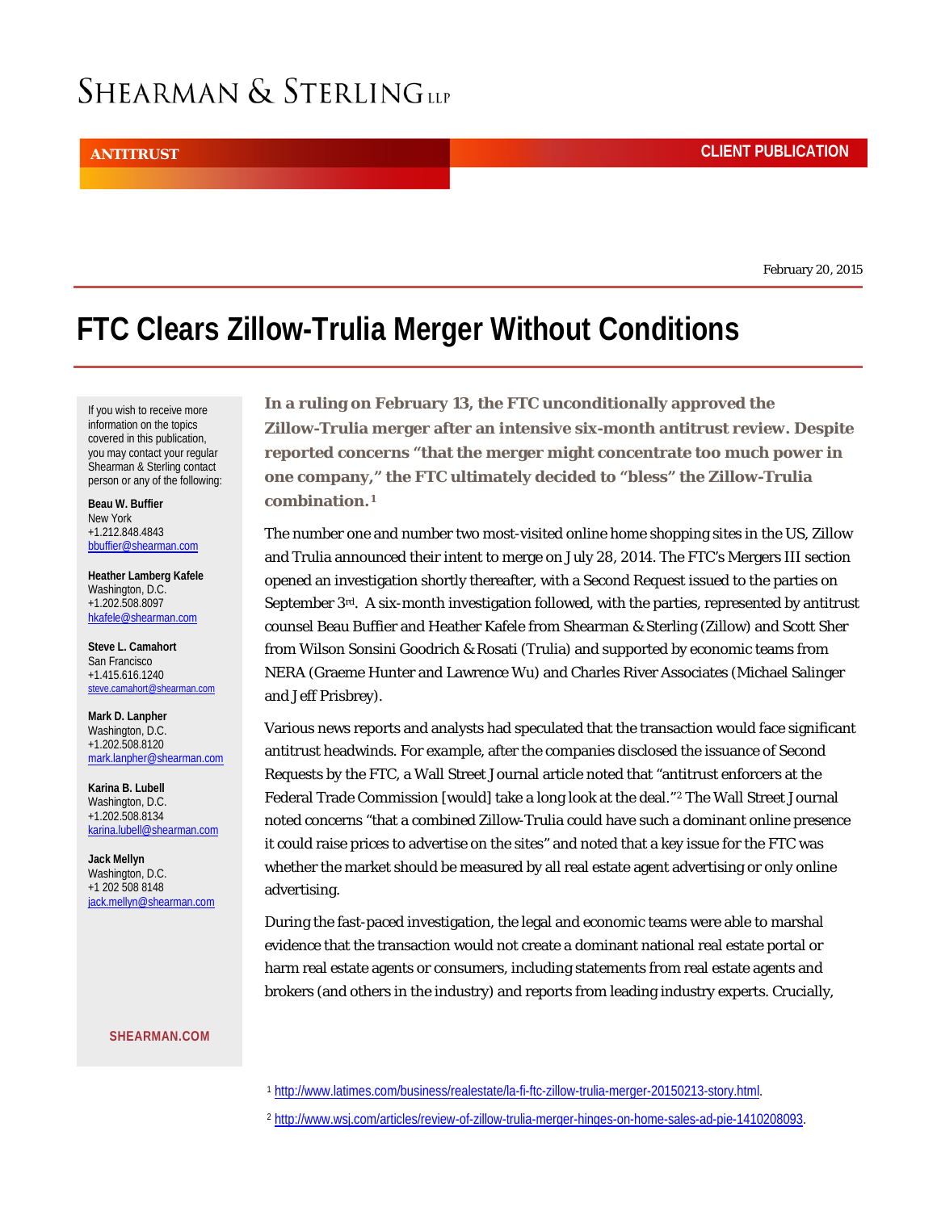SHEARMAN & STERLING LLP

ANTITRUST

CLIENT PUBLICATION

February 20, 2015

# FTC Clears Zillow-Trulia Merger Without Conditions

If you wish to receive more information on the topics covered in this publication, you may contact your regular Shearman & Sterling contact person or any of the following:

**Beau W. Buffier**
New York
+1.212.848.4843
bbuffier@shearman.com

**Heather Lamberg Kafele**
Washington, D.C.
+1.202.508.8097
hkafele@shearman.com

**Steve L. Camahort**
San Francisco
+1.415.616.1240
steve.camahort@shearman.com

**Mark D. Lanpher**
Washington, D.C.
+1.202.508.8120
mark.lanpher@shearman.com

**Karina B. Lubell**
Washington, D.C.
+1.202.508.8134
karina.lubell@shearman.com

**Jack Mellyn**
Washington, D.C.
+1 202 508 8148
jack.mellyn@shearman.com

SHEARMAN.COM

**In a ruling on February 13, the FTC unconditionally approved the Zillow-Trulia merger after an intensive six-month antitrust review. Despite reported concerns "that the merger might concentrate too much power in one company," the FTC ultimately decided to "bless" the Zillow-Trulia combination.[1]**

The number one and number two most-visited online home shopping sites in the US, Zillow and Trulia announced their intent to merge on July 28, 2014. The FTC's Mergers III section opened an investigation shortly thereafter, with a Second Request issued to the parties on September 3rd. A six-month investigation followed, with the parties, represented by antitrust counsel Beau Buffier and Heather Kafele from Shearman & Sterling (Zillow) and Scott Sher from Wilson Sonsini Goodrich & Rosati (Trulia) and supported by economic teams from NERA (Graeme Hunter and Lawrence Wu) and Charles River Associates (Michael Salinger and Jeff Prisbrey).

Various news reports and analysts had speculated that the transaction would face significant antitrust headwinds. For example, after the companies disclosed the issuance of Second Requests by the FTC, a Wall Street Journal article noted that "antitrust enforcers at the Federal Trade Commission [would] take a long look at the deal."[2] The Wall Street Journal noted concerns "that a combined Zillow-Trulia could have such a dominant online presence it could raise prices to advertise on the sites" and noted that a key issue for the FTC was whether the market should be measured by all real estate agent advertising or only online advertising.

During the fast-paced investigation, the legal and economic teams were able to marshal evidence that the transaction would not create a dominant national real estate portal or harm real estate agents or consumers, including statements from real estate agents and brokers (and others in the industry) and reports from leading industry experts. Crucially,

[1] http://www.latimes.com/business/realestate/la-fi-ftc-zillow-trulia-merger-20150213-story.html.

[2] http://www.wsj.com/articles/review-of-zillow-trulia-merger-hinges-on-home-sales-ad-pie-1410208093.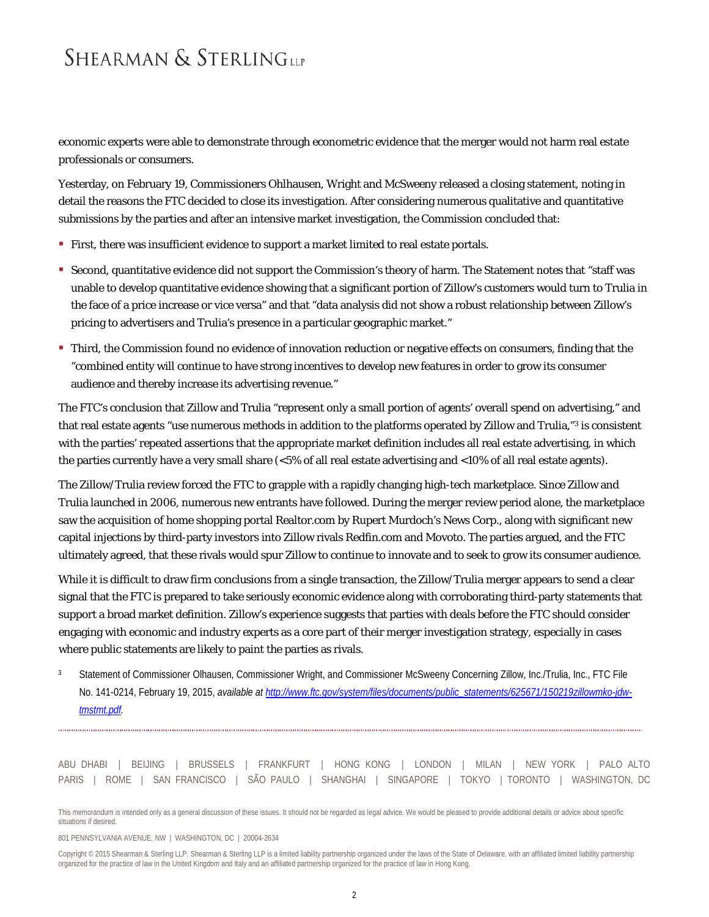economic experts were able to demonstrate through econometric evidence that the merger would not harm real estate professionals or consumers.

Yesterday, on February 19, Commissioners Ohlhausen, Wright and McSweeny released a closing statement, noting in detail the reasons the FTC decided to close its investigation. After considering numerous qualitative and quantitative submissions by the parties and after an intensive market investigation, the Commission concluded that:

- First, there was insufficient evidence to support a market limited to real estate portals.
- Second, quantitative evidence did not support the Commission's theory of harm. The Statement notes that "staff was unable to develop quantitative evidence showing that a significant portion of Zillow's customers would turn to Trulia in the face of a price increase or vice versa" and that "data analysis did not show a robust relationship between Zillow's pricing to advertisers and Trulia's presence in a particular geographic market."
- Third, the Commission found no evidence of innovation reduction or negative effects on consumers, finding that the "combined entity will continue to have strong incentives to develop new features in order to grow its consumer audience and thereby increase its advertising revenue."

The FTC's conclusion that Zillow and Trulia "represent only a small portion of agents' overall spend on advertising," and that real estate agents "use numerous methods in addition to the platforms operated by Zillow and Trulia,"[3] is consistent with the parties' repeated assertions that the appropriate market definition includes all real estate advertising, in which the parties currently have a very small share (<5% of all real estate advertising and <10% of all real estate agents).

The Zillow/Trulia review forced the FTC to grapple with a rapidly changing high-tech marketplace. Since Zillow and Trulia launched in 2006, numerous new entrants have followed. During the merger review period alone, the marketplace saw the acquisition of home shopping portal Realtor.com by Rupert Murdoch's News Corp., along with significant new capital injections by third-party investors into Zillow rivals Redfin.com and Movoto. The parties argued, and the FTC ultimately agreed, that these rivals would spur Zillow to continue to innovate and to seek to grow its consumer audience.

While it is difficult to draw firm conclusions from a single transaction, the Zillow/Trulia merger appears to send a clear signal that the FTC is prepared to take seriously economic evidence along with corroborating third-party statements that support a broad market definition. Zillow's experience suggests that parties with deals before the FTC should consider engaging with economic and industry experts as a core part of their merger investigation strategy, especially in cases where public statements are likely to paint the parties as rivals.

[3] Statement of Commissioner Olhausen, Commissioner Wright, and Commissioner McSweeny Concerning Zillow, Inc./Trulia, Inc., FTC File No. 141-0214, February 19, 2015, *available at* [http://www.ftc.gov/system/files/documents/public_statements/625671/150219zillowmko-jdw-tmstmt.pdf](http://www.ftc.gov/system/files/documents/public_statements/625671/150219zillowmko-jdw-tmstmt.pdf).

ABU DHABI | BEIJING | BRUSSELS | FRANKFURT | HONG KONG | LONDON | MILAN | NEW YORK | PALO ALTO
PARIS | ROME | SAN FRANCISCO | SÃO PAULO | SHANGHAI | SINGAPORE | TOKYO | TORONTO | WASHINGTON, DC

This memorandum is intended only as a general discussion of these issues. It should not be regarded as legal advice. We would be pleased to provide additional details or advice about specific situations if desired.

801 PENNSYLVANIA AVENUE, NW | WASHINGTON, DC | 20004-2634

Copyright © 2015 Shearman & Sterling LLP. Shearman & Sterling LLP is a limited liability partnership organized under the laws of the State of Delaware, with an affiliated limited liability partnership organized for the practice of law in the United Kingdom and Italy and an affiliated partnership organized for the practice of law in Hong Kong.